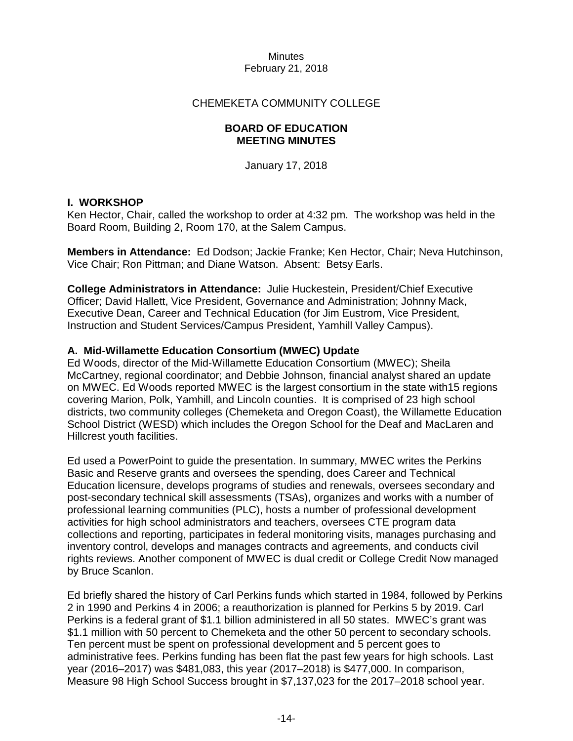Minutes
February 21, 2018

CHEMEKETA COMMUNITY COLLEGE

**BOARD OF EDUCATION**
**MEETING MINUTES**

January 17, 2018

## I. WORKSHOP

Ken Hector, Chair, called the workshop to order at 4:32 pm. The workshop was held in the Board Room, Building 2, Room 170, at the Salem Campus.

**Members in Attendance:** Ed Dodson; Jackie Franke; Ken Hector, Chair; Neva Hutchinson, Vice Chair; Ron Pittman; and Diane Watson. Absent: Betsy Earls.

**College Administrators in Attendance:** Julie Huckestein, President/Chief Executive Officer; David Hallett, Vice President, Governance and Administration; Johnny Mack, Executive Dean, Career and Technical Education (for Jim Eustrom, Vice President, Instruction and Student Services/Campus President, Yamhill Valley Campus).

### A. Mid-Willamette Education Consortium (MWEC) Update

Ed Woods, director of the Mid-Willamette Education Consortium (MWEC); Sheila McCartney, regional coordinator; and Debbie Johnson, financial analyst shared an update on MWEC. Ed Woods reported MWEC is the largest consortium in the state with15 regions covering Marion, Polk, Yamhill, and Lincoln counties. It is comprised of 23 high school districts, two community colleges (Chemeketa and Oregon Coast), the Willamette Education School District (WESD) which includes the Oregon School for the Deaf and MacLaren and Hillcrest youth facilities.

Ed used a PowerPoint to guide the presentation. In summary, MWEC writes the Perkins Basic and Reserve grants and oversees the spending, does Career and Technical Education licensure, develops programs of studies and renewals, oversees secondary and post-secondary technical skill assessments (TSAs), organizes and works with a number of professional learning communities (PLC), hosts a number of professional development activities for high school administrators and teachers, oversees CTE program data collections and reporting, participates in federal monitoring visits, manages purchasing and inventory control, develops and manages contracts and agreements, and conducts civil rights reviews. Another component of MWEC is dual credit or College Credit Now managed by Bruce Scanlon.

Ed briefly shared the history of Carl Perkins funds which started in 1984, followed by Perkins 2 in 1990 and Perkins 4 in 2006; a reauthorization is planned for Perkins 5 by 2019. Carl Perkins is a federal grant of $1.1 billion administered in all 50 states. MWEC's grant was $1.1 million with 50 percent to Chemeketa and the other 50 percent to secondary schools. Ten percent must be spent on professional development and 5 percent goes to administrative fees. Perkins funding has been flat the past few years for high schools. Last year (2016–2017) was $481,083, this year (2017–2018) is $477,000. In comparison, Measure 98 High School Success brought in $7,137,023 for the 2017–2018 school year.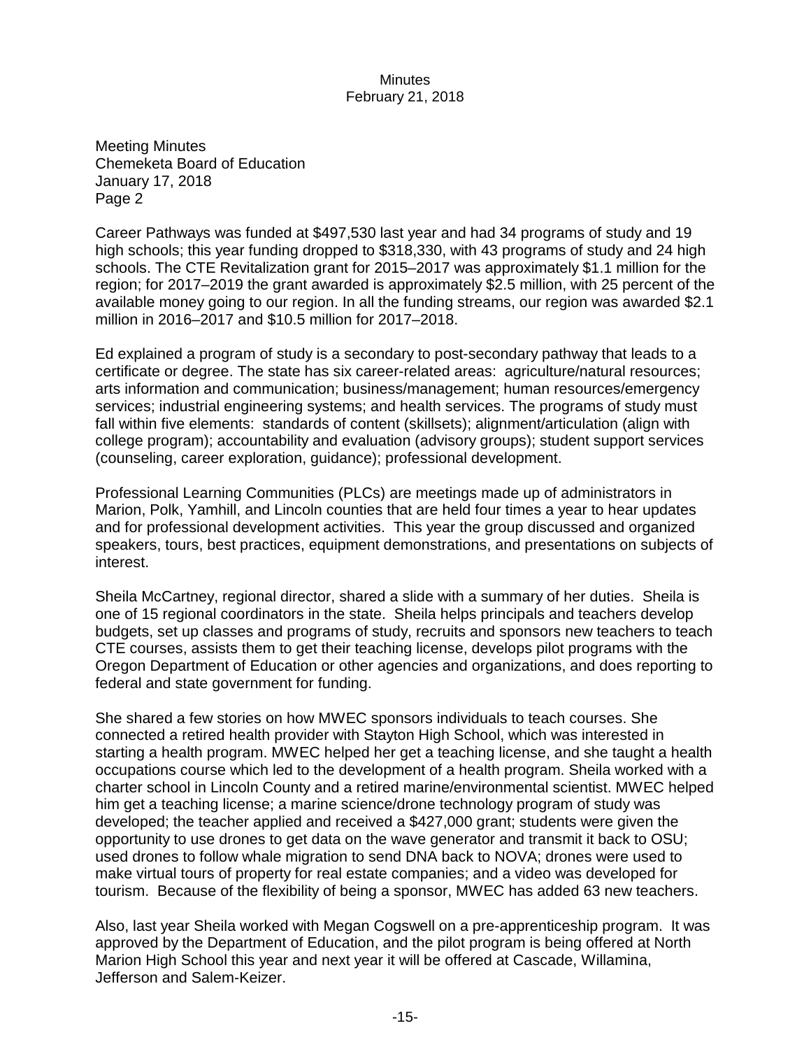Meeting Minutes
Chemeketa Board of Education
January 17, 2018
Page 2

Career Pathways was funded at $497,530 last year and had 34 programs of study and 19 high schools; this year funding dropped to $318,330, with 43 programs of study and 24 high schools. The CTE Revitalization grant for 2015–2017 was approximately $1.1 million for the region; for 2017–2019 the grant awarded is approximately $2.5 million, with 25 percent of the available money going to our region. In all the funding streams, our region was awarded $2.1 million in 2016–2017 and $10.5 million for 2017–2018.

Ed explained a program of study is a secondary to post-secondary pathway that leads to a certificate or degree. The state has six career-related areas: agriculture/natural resources; arts information and communication; business/management; human resources/emergency services; industrial engineering systems; and health services. The programs of study must fall within five elements: standards of content (skillsets); alignment/articulation (align with college program); accountability and evaluation (advisory groups); student support services (counseling, career exploration, guidance); professional development.

Professional Learning Communities (PLCs) are meetings made up of administrators in Marion, Polk, Yamhill, and Lincoln counties that are held four times a year to hear updates and for professional development activities. This year the group discussed and organized speakers, tours, best practices, equipment demonstrations, and presentations on subjects of interest.

Sheila McCartney, regional director, shared a slide with a summary of her duties. Sheila is one of 15 regional coordinators in the state. Sheila helps principals and teachers develop budgets, set up classes and programs of study, recruits and sponsors new teachers to teach CTE courses, assists them to get their teaching license, develops pilot programs with the Oregon Department of Education or other agencies and organizations, and does reporting to federal and state government for funding.

She shared a few stories on how MWEC sponsors individuals to teach courses. She connected a retired health provider with Stayton High School, which was interested in starting a health program. MWEC helped her get a teaching license, and she taught a health occupations course which led to the development of a health program. Sheila worked with a charter school in Lincoln County and a retired marine/environmental scientist. MWEC helped him get a teaching license; a marine science/drone technology program of study was developed; the teacher applied and received a $427,000 grant; students were given the opportunity to use drones to get data on the wave generator and transmit it back to OSU; used drones to follow whale migration to send DNA back to NOVA; drones were used to make virtual tours of property for real estate companies; and a video was developed for tourism. Because of the flexibility of being a sponsor, MWEC has added 63 new teachers.

Also, last year Sheila worked with Megan Cogswell on a pre-apprenticeship program. It was approved by the Department of Education, and the pilot program is being offered at North Marion High School this year and next year it will be offered at Cascade, Willamina, Jefferson and Salem-Keizer.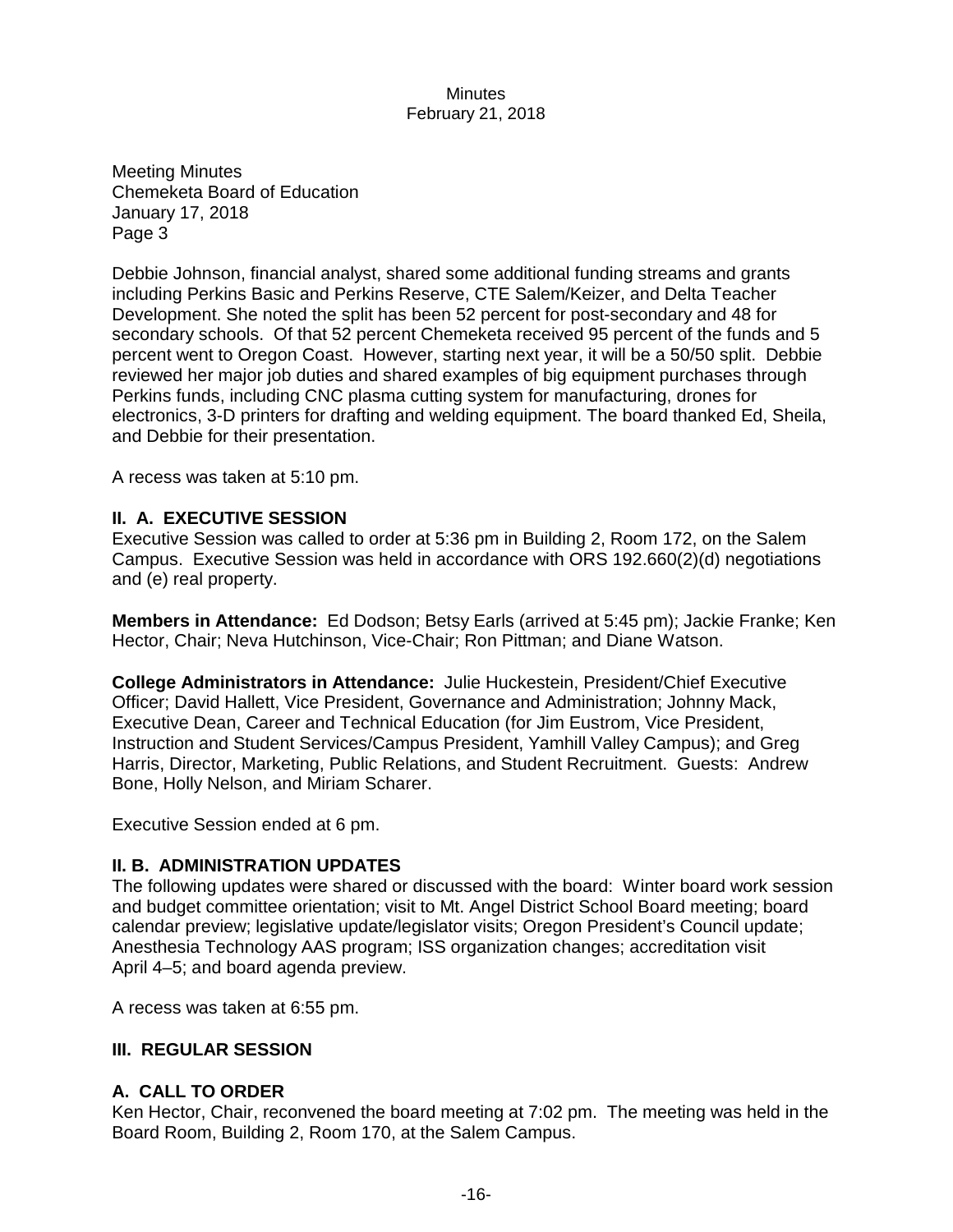Meeting Minutes
Chemeketa Board of Education
January 17, 2018
Page 3

Debbie Johnson, financial analyst, shared some additional funding streams and grants including Perkins Basic and Perkins Reserve, CTE Salem/Keizer, and Delta Teacher Development. She noted the split has been 52 percent for post-secondary and 48 for secondary schools. Of that 52 percent Chemeketa received 95 percent of the funds and 5 percent went to Oregon Coast. However, starting next year, it will be a 50/50 split. Debbie reviewed her major job duties and shared examples of big equipment purchases through Perkins funds, including CNC plasma cutting system for manufacturing, drones for electronics, 3-D printers for drafting and welding equipment. The board thanked Ed, Sheila, and Debbie for their presentation.

A recess was taken at 5:10 pm.

## II. A. EXECUTIVE SESSION

Executive Session was called to order at 5:36 pm in Building 2, Room 172, on the Salem Campus. Executive Session was held in accordance with ORS 192.660(2)(d) negotiations and (e) real property.

**Members in Attendance:** Ed Dodson; Betsy Earls (arrived at 5:45 pm); Jackie Franke; Ken Hector, Chair; Neva Hutchinson, Vice-Chair; Ron Pittman; and Diane Watson.

**College Administrators in Attendance:** Julie Huckestein, President/Chief Executive Officer; David Hallett, Vice President, Governance and Administration; Johnny Mack, Executive Dean, Career and Technical Education (for Jim Eustrom, Vice President, Instruction and Student Services/Campus President, Yamhill Valley Campus); and Greg Harris, Director, Marketing, Public Relations, and Student Recruitment. Guests: Andrew Bone, Holly Nelson, and Miriam Scharer.

Executive Session ended at 6 pm.

## II. B. ADMINISTRATION UPDATES

The following updates were shared or discussed with the board: Winter board work session and budget committee orientation; visit to Mt. Angel District School Board meeting; board calendar preview; legislative update/legislator visits; Oregon President's Council update; Anesthesia Technology AAS program; ISS organization changes; accreditation visit April 4–5; and board agenda preview.

A recess was taken at 6:55 pm.

## III. REGULAR SESSION

## A. CALL TO ORDER

Ken Hector, Chair, reconvened the board meeting at 7:02 pm. The meeting was held in the Board Room, Building 2, Room 170, at the Salem Campus.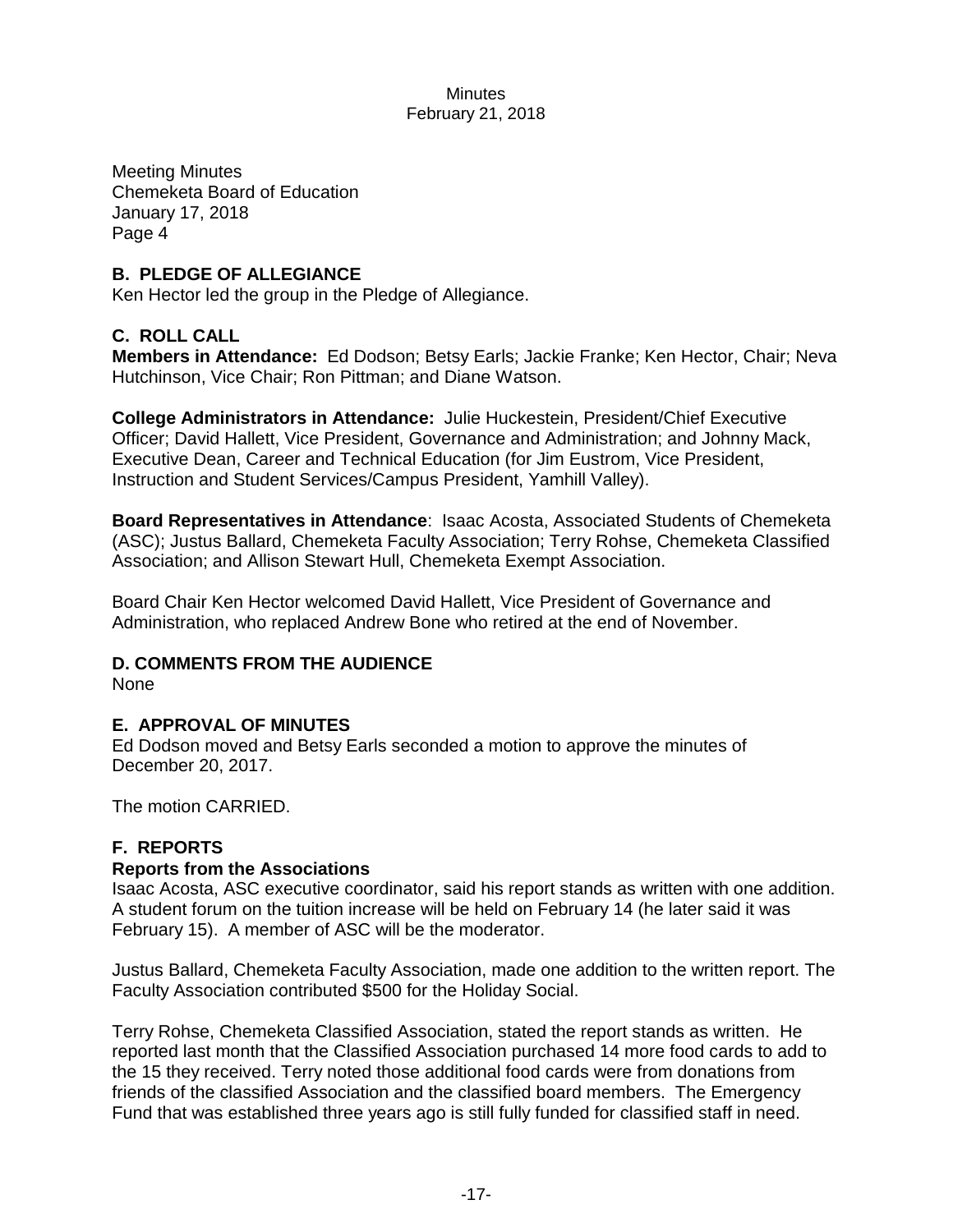Meeting Minutes
Chemeketa Board of Education
January 17, 2018
Page 4

## B. PLEDGE OF ALLEGIANCE

Ken Hector led the group in the Pledge of Allegiance.

## C. ROLL CALL

**Members in Attendance:** Ed Dodson; Betsy Earls; Jackie Franke; Ken Hector, Chair; Neva Hutchinson, Vice Chair; Ron Pittman; and Diane Watson.

**College Administrators in Attendance:** Julie Huckestein, President/Chief Executive Officer; David Hallett, Vice President, Governance and Administration; and Johnny Mack, Executive Dean, Career and Technical Education (for Jim Eustrom, Vice President, Instruction and Student Services/Campus President, Yamhill Valley).

**Board Representatives in Attendance**: Isaac Acosta, Associated Students of Chemeketa (ASC); Justus Ballard, Chemeketa Faculty Association; Terry Rohse, Chemeketa Classified Association; and Allison Stewart Hull, Chemeketa Exempt Association.

Board Chair Ken Hector welcomed David Hallett, Vice President of Governance and Administration, who replaced Andrew Bone who retired at the end of November.

## D. COMMENTS FROM THE AUDIENCE

None

## E. APPROVAL OF MINUTES

Ed Dodson moved and Betsy Earls seconded a motion to approve the minutes of December 20, 2017.

The motion CARRIED.

## F. REPORTS

### Reports from the Associations

Isaac Acosta, ASC executive coordinator, said his report stands as written with one addition. A student forum on the tuition increase will be held on February 14 (he later said it was February 15). A member of ASC will be the moderator.

Justus Ballard, Chemeketa Faculty Association, made one addition to the written report. The Faculty Association contributed $500 for the Holiday Social.

Terry Rohse, Chemeketa Classified Association, stated the report stands as written. He reported last month that the Classified Association purchased 14 more food cards to add to the 15 they received. Terry noted those additional food cards were from donations from friends of the classified Association and the classified board members. The Emergency Fund that was established three years ago is still fully funded for classified staff in need.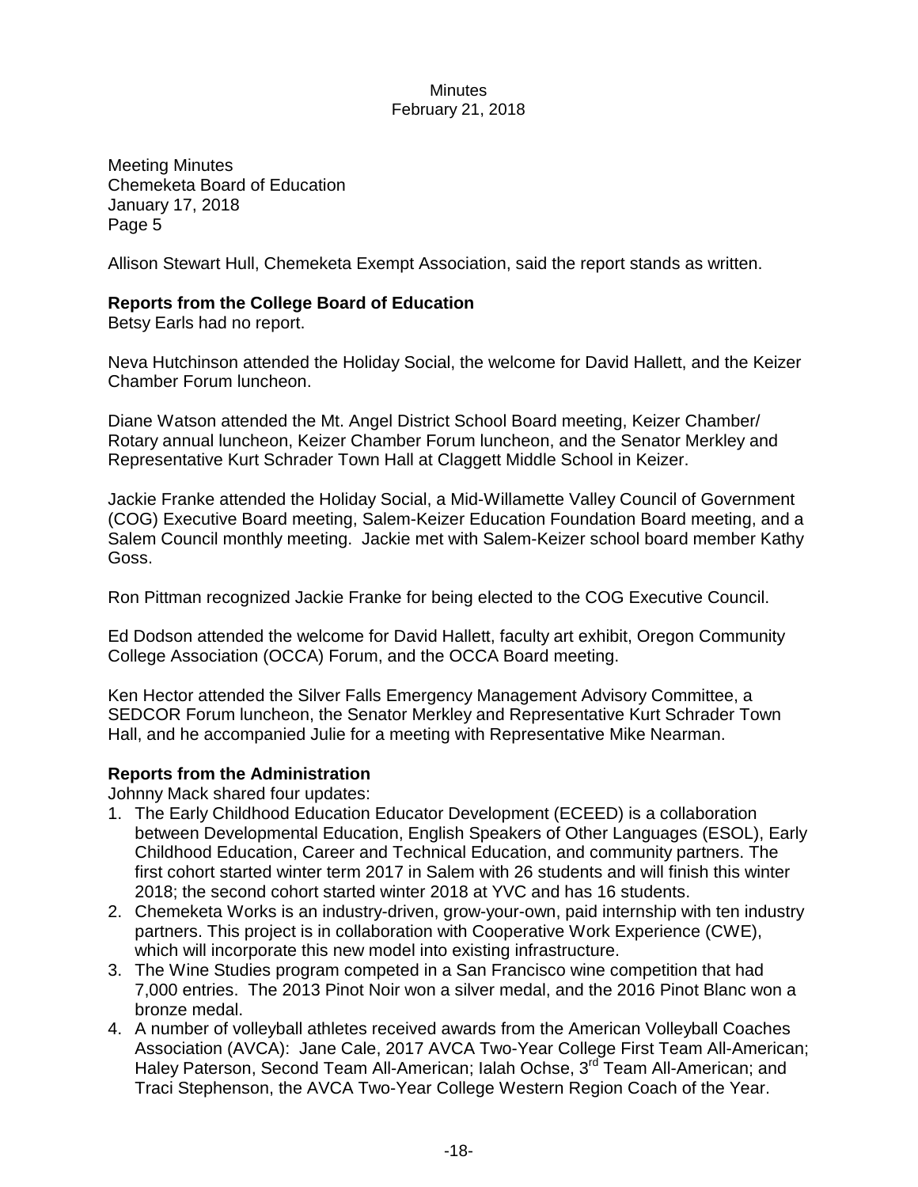Meeting Minutes
Chemeketa Board of Education
January 17, 2018
Page 5

Allison Stewart Hull, Chemeketa Exempt Association, said the report stands as written.

**Reports from the College Board of Education**

Betsy Earls had no report.

Neva Hutchinson attended the Holiday Social, the welcome for David Hallett, and the Keizer Chamber Forum luncheon.

Diane Watson attended the Mt. Angel District School Board meeting, Keizer Chamber/ Rotary annual luncheon, Keizer Chamber Forum luncheon, and the Senator Merkley and Representative Kurt Schrader Town Hall at Claggett Middle School in Keizer.

Jackie Franke attended the Holiday Social, a Mid-Willamette Valley Council of Government (COG) Executive Board meeting, Salem-Keizer Education Foundation Board meeting, and a Salem Council monthly meeting. Jackie met with Salem-Keizer school board member Kathy Goss.

Ron Pittman recognized Jackie Franke for being elected to the COG Executive Council.

Ed Dodson attended the welcome for David Hallett, faculty art exhibit, Oregon Community College Association (OCCA) Forum, and the OCCA Board meeting.

Ken Hector attended the Silver Falls Emergency Management Advisory Committee, a SEDCOR Forum luncheon, the Senator Merkley and Representative Kurt Schrader Town Hall, and he accompanied Julie for a meeting with Representative Mike Nearman.

**Reports from the Administration**

Johnny Mack shared four updates:

1. The Early Childhood Education Educator Development (ECEED) is a collaboration between Developmental Education, English Speakers of Other Languages (ESOL), Early Childhood Education, Career and Technical Education, and community partners. The first cohort started winter term 2017 in Salem with 26 students and will finish this winter 2018; the second cohort started winter 2018 at YVC and has 16 students.
2. Chemeketa Works is an industry-driven, grow-your-own, paid internship with ten industry partners. This project is in collaboration with Cooperative Work Experience (CWE), which will incorporate this new model into existing infrastructure.
3. The Wine Studies program competed in a San Francisco wine competition that had 7,000 entries. The 2013 Pinot Noir won a silver medal, and the 2016 Pinot Blanc won a bronze medal.
4. A number of volleyball athletes received awards from the American Volleyball Coaches Association (AVCA): Jane Cale, 2017 AVCA Two-Year College First Team All-American; Haley Paterson, Second Team All-American; Ialah Ochse, 3rd Team All-American; and Traci Stephenson, the AVCA Two-Year College Western Region Coach of the Year.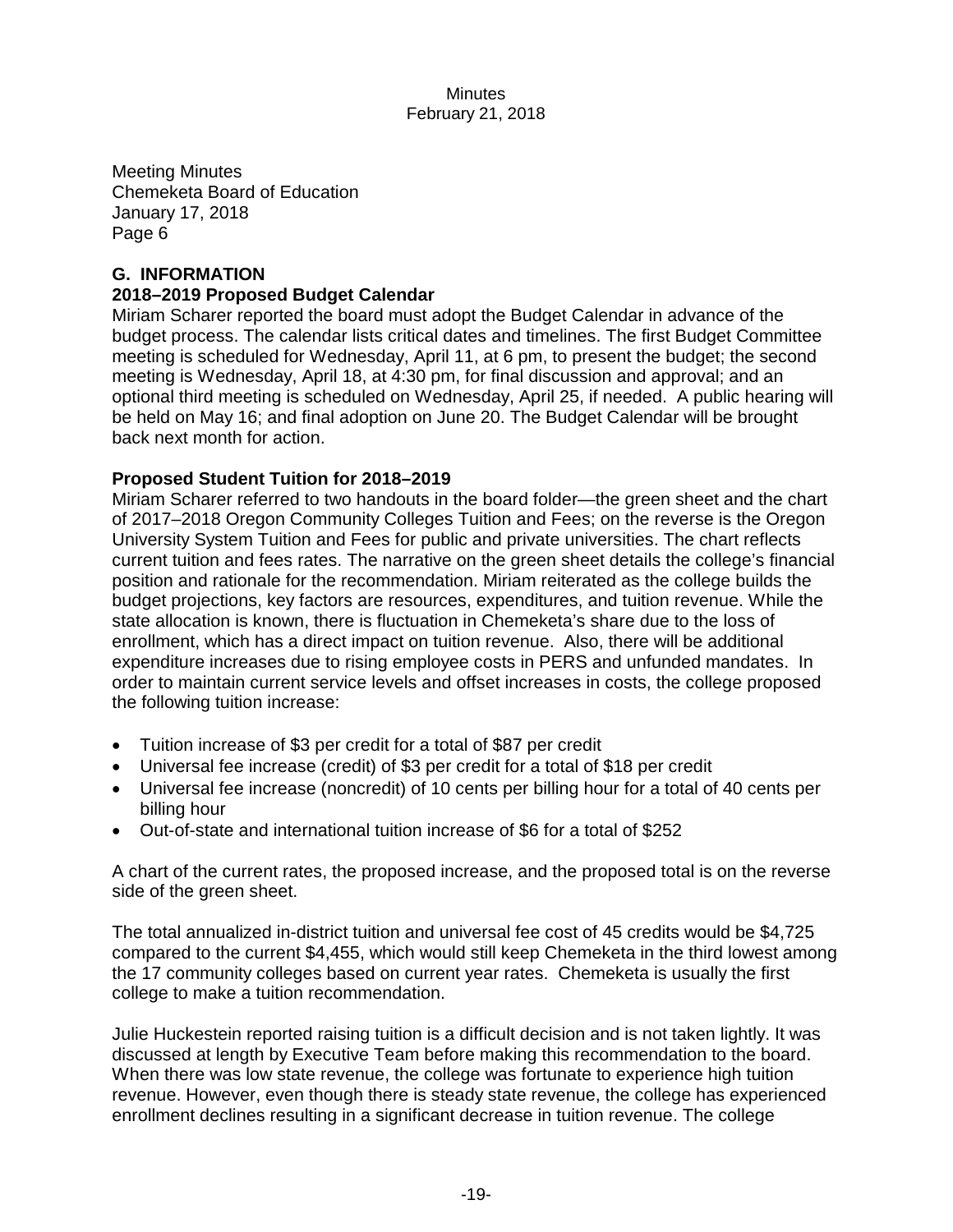Meeting Minutes
Chemeketa Board of Education
January 17, 2018
Page 6

## G. INFORMATION

### 2018–2019 Proposed Budget Calendar

Miriam Scharer reported the board must adopt the Budget Calendar in advance of the budget process. The calendar lists critical dates and timelines. The first Budget Committee meeting is scheduled for Wednesday, April 11, at 6 pm, to present the budget; the second meeting is Wednesday, April 18, at 4:30 pm, for final discussion and approval; and an optional third meeting is scheduled on Wednesday, April 25, if needed. A public hearing will be held on May 16; and final adoption on June 20. The Budget Calendar will be brought back next month for action.

### Proposed Student Tuition for 2018–2019

Miriam Scharer referred to two handouts in the board folder—the green sheet and the chart of 2017–2018 Oregon Community Colleges Tuition and Fees; on the reverse is the Oregon University System Tuition and Fees for public and private universities. The chart reflects current tuition and fees rates. The narrative on the green sheet details the college's financial position and rationale for the recommendation. Miriam reiterated as the college builds the budget projections, key factors are resources, expenditures, and tuition revenue. While the state allocation is known, there is fluctuation in Chemeketa's share due to the loss of enrollment, which has a direct impact on tuition revenue. Also, there will be additional expenditure increases due to rising employee costs in PERS and unfunded mandates. In order to maintain current service levels and offset increases in costs, the college proposed the following tuition increase:

- Tuition increase of $3 per credit for a total of $87 per credit
- Universal fee increase (credit) of $3 per credit for a total of $18 per credit
- Universal fee increase (noncredit) of 10 cents per billing hour for a total of 40 cents per billing hour
- Out-of-state and international tuition increase of $6 for a total of $252

A chart of the current rates, the proposed increase, and the proposed total is on the reverse side of the green sheet.

The total annualized in-district tuition and universal fee cost of 45 credits would be $4,725 compared to the current $4,455, which would still keep Chemeketa in the third lowest among the 17 community colleges based on current year rates. Chemeketa is usually the first college to make a tuition recommendation.

Julie Huckestein reported raising tuition is a difficult decision and is not taken lightly. It was discussed at length by Executive Team before making this recommendation to the board. When there was low state revenue, the college was fortunate to experience high tuition revenue. However, even though there is steady state revenue, the college has experienced enrollment declines resulting in a significant decrease in tuition revenue. The college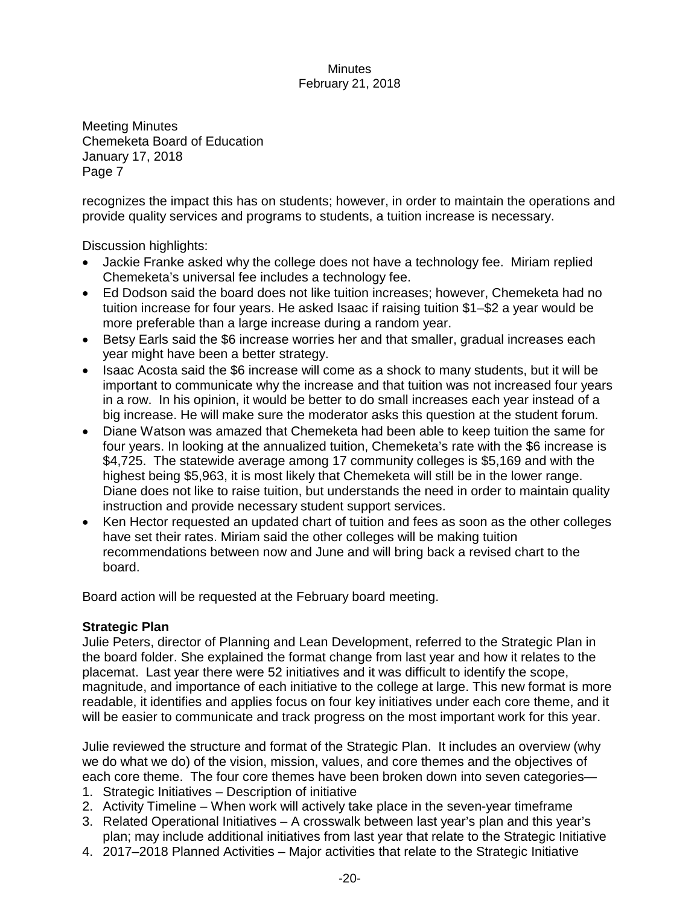Meeting Minutes
Chemeketa Board of Education
January 17, 2018
Page 7

recognizes the impact this has on students; however, in order to maintain the operations and provide quality services and programs to students, a tuition increase is necessary.

Discussion highlights:

- Jackie Franke asked why the college does not have a technology fee. Miriam replied Chemeketa's universal fee includes a technology fee.
- Ed Dodson said the board does not like tuition increases; however, Chemeketa had no tuition increase for four years. He asked Isaac if raising tuition $1–$2 a year would be more preferable than a large increase during a random year.
- Betsy Earls said the $6 increase worries her and that smaller, gradual increases each year might have been a better strategy.
- Isaac Acosta said the $6 increase will come as a shock to many students, but it will be important to communicate why the increase and that tuition was not increased four years in a row. In his opinion, it would be better to do small increases each year instead of a big increase. He will make sure the moderator asks this question at the student forum.
- Diane Watson was amazed that Chemeketa had been able to keep tuition the same for four years. In looking at the annualized tuition, Chemeketa's rate with the $6 increase is $4,725. The statewide average among 17 community colleges is $5,169 and with the highest being $5,963, it is most likely that Chemeketa will still be in the lower range. Diane does not like to raise tuition, but understands the need in order to maintain quality instruction and provide necessary student support services.
- Ken Hector requested an updated chart of tuition and fees as soon as the other colleges have set their rates. Miriam said the other colleges will be making tuition recommendations between now and June and will bring back a revised chart to the board.

Board action will be requested at the February board meeting.

**Strategic Plan**

Julie Peters, director of Planning and Lean Development, referred to the Strategic Plan in the board folder. She explained the format change from last year and how it relates to the placemat. Last year there were 52 initiatives and it was difficult to identify the scope, magnitude, and importance of each initiative to the college at large. This new format is more readable, it identifies and applies focus on four key initiatives under each core theme, and it will be easier to communicate and track progress on the most important work for this year.

Julie reviewed the structure and format of the Strategic Plan. It includes an overview (why we do what we do) of the vision, mission, values, and core themes and the objectives of each core theme. The four core themes have been broken down into seven categories—

1. Strategic Initiatives – Description of initiative
2. Activity Timeline – When work will actively take place in the seven-year timeframe
3. Related Operational Initiatives – A crosswalk between last year's plan and this year's plan; may include additional initiatives from last year that relate to the Strategic Initiative
4. 2017–2018 Planned Activities – Major activities that relate to the Strategic Initiative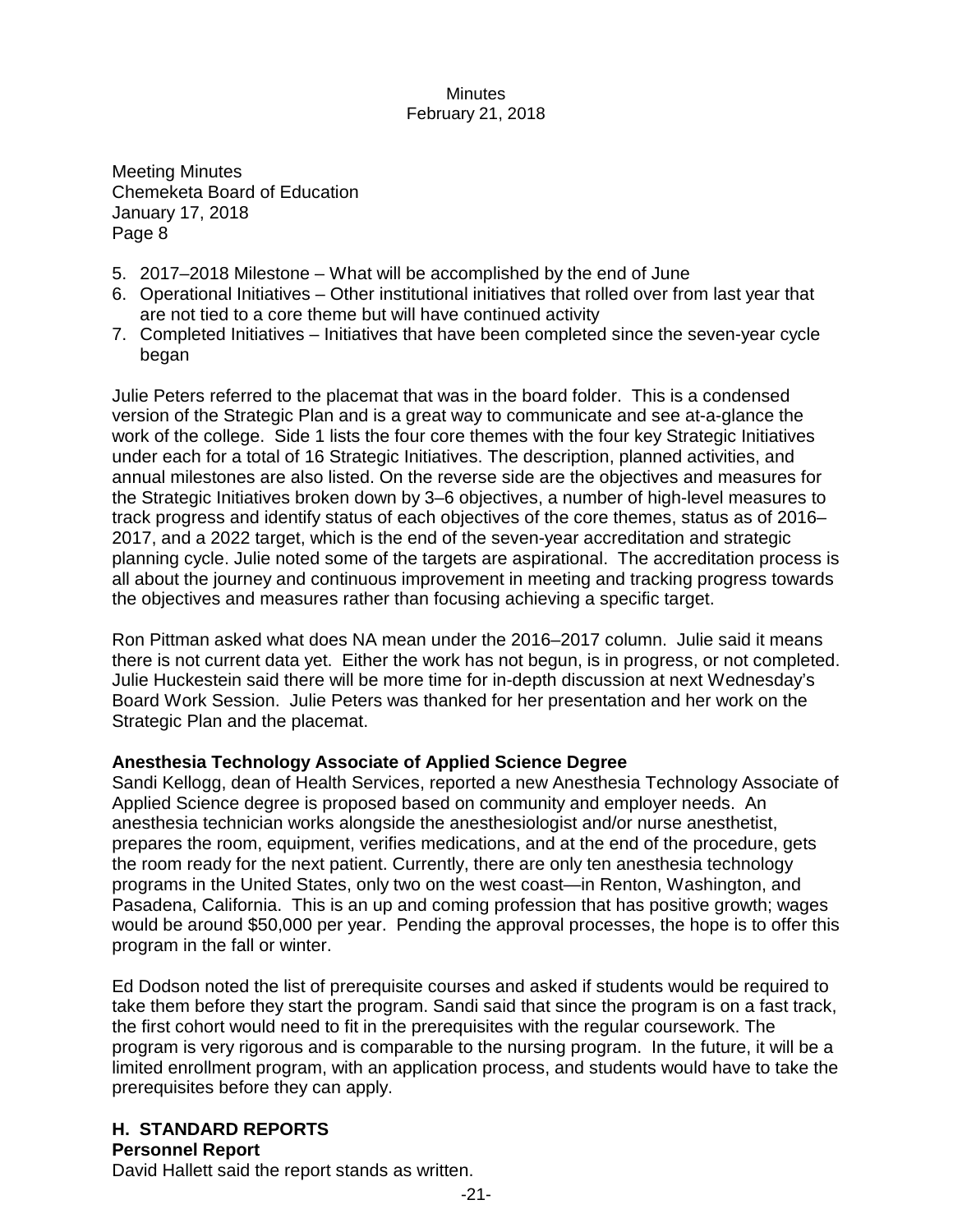5. 2017–2018 Milestone – What will be accomplished by the end of June
6. Operational Initiatives – Other institutional initiatives that rolled over from last year that are not tied to a core theme but will have continued activity
7. Completed Initiatives – Initiatives that have been completed since the seven-year cycle began

Julie Peters referred to the placemat that was in the board folder. This is a condensed version of the Strategic Plan and is a great way to communicate and see at-a-glance the work of the college. Side 1 lists the four core themes with the four key Strategic Initiatives under each for a total of 16 Strategic Initiatives. The description, planned activities, and annual milestones are also listed. On the reverse side are the objectives and measures for the Strategic Initiatives broken down by 3–6 objectives, a number of high-level measures to track progress and identify status of each objectives of the core themes, status as of 2016–2017, and a 2022 target, which is the end of the seven-year accreditation and strategic planning cycle. Julie noted some of the targets are aspirational. The accreditation process is all about the journey and continuous improvement in meeting and tracking progress towards the objectives and measures rather than focusing achieving a specific target.

Ron Pittman asked what does NA mean under the 2016–2017 column. Julie said it means there is not current data yet. Either the work has not begun, is in progress, or not completed. Julie Huckestein said there will be more time for in-depth discussion at next Wednesday's Board Work Session. Julie Peters was thanked for her presentation and her work on the Strategic Plan and the placemat.

**Anesthesia Technology Associate of Applied Science Degree**

Sandi Kellogg, dean of Health Services, reported a new Anesthesia Technology Associate of Applied Science degree is proposed based on community and employer needs. An anesthesia technician works alongside the anesthesiologist and/or nurse anesthetist, prepares the room, equipment, verifies medications, and at the end of the procedure, gets the room ready for the next patient. Currently, there are only ten anesthesia technology programs in the United States, only two on the west coast—in Renton, Washington, and Pasadena, California. This is an up and coming profession that has positive growth; wages would be around $50,000 per year. Pending the approval processes, the hope is to offer this program in the fall or winter.

Ed Dodson noted the list of prerequisite courses and asked if students would be required to take them before they start the program. Sandi said that since the program is on a fast track, the first cohort would need to fit in the prerequisites with the regular coursework. The program is very rigorous and is comparable to the nursing program. In the future, it will be a limited enrollment program, with an application process, and students would have to take the prerequisites before they can apply.

## H. STANDARD REPORTS

**Personnel Report**

David Hallett said the report stands as written.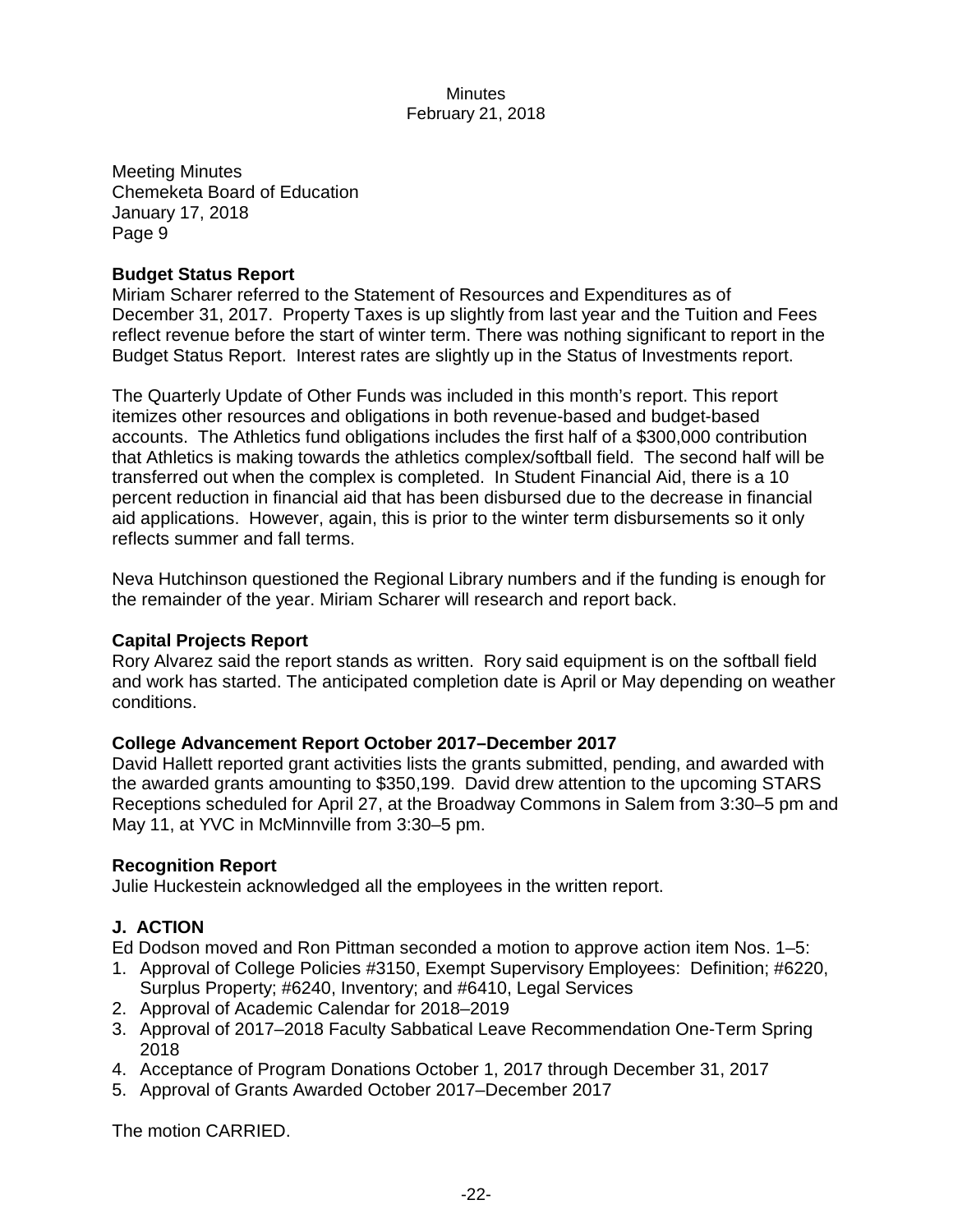Meeting Minutes
Chemeketa Board of Education
January 17, 2018

**Budget Status Report**
Miriam Scharer referred to the Statement of Resources and Expenditures as of December 31, 2017. Property Taxes is up slightly from last year and the Tuition and Fees reflect revenue before the start of winter term. There was nothing significant to report in the Budget Status Report. Interest rates are slightly up in the Status of Investments report.

The Quarterly Update of Other Funds was included in this month's report. This report itemizes other resources and obligations in both revenue-based and budget-based accounts. The Athletics fund obligations includes the first half of a $300,000 contribution that Athletics is making towards the athletics complex/softball field. The second half will be transferred out when the complex is completed. In Student Financial Aid, there is a 10 percent reduction in financial aid that has been disbursed due to the decrease in financial aid applications. However, again, this is prior to the winter term disbursements so it only reflects summer and fall terms.

Neva Hutchinson questioned the Regional Library numbers and if the funding is enough for the remainder of the year. Miriam Scharer will research and report back.

**Capital Projects Report**
Rory Alvarez said the report stands as written. Rory said equipment is on the softball field and work has started. The anticipated completion date is April or May depending on weather conditions.

**College Advancement Report October 2017–December 2017**
David Hallett reported grant activities lists the grants submitted, pending, and awarded with the awarded grants amounting to $350,199. David drew attention to the upcoming STARS Receptions scheduled for April 27, at the Broadway Commons in Salem from 3:30–5 pm and May 11, at YVC in McMinnville from 3:30–5 pm.

**Recognition Report**
Julie Huckestein acknowledged all the employees in the written report.

## J. ACTION

Ed Dodson moved and Ron Pittman seconded a motion to approve action item Nos. 1–5:

1. Approval of College Policies #3150, Exempt Supervisory Employees: Definition; #6220, Surplus Property; #6240, Inventory; and #6410, Legal Services
2. Approval of Academic Calendar for 2018–2019
3. Approval of 2017–2018 Faculty Sabbatical Leave Recommendation One-Term Spring 2018
4. Acceptance of Program Donations October 1, 2017 through December 31, 2017
5. Approval of Grants Awarded October 2017–December 2017

The motion CARRIED.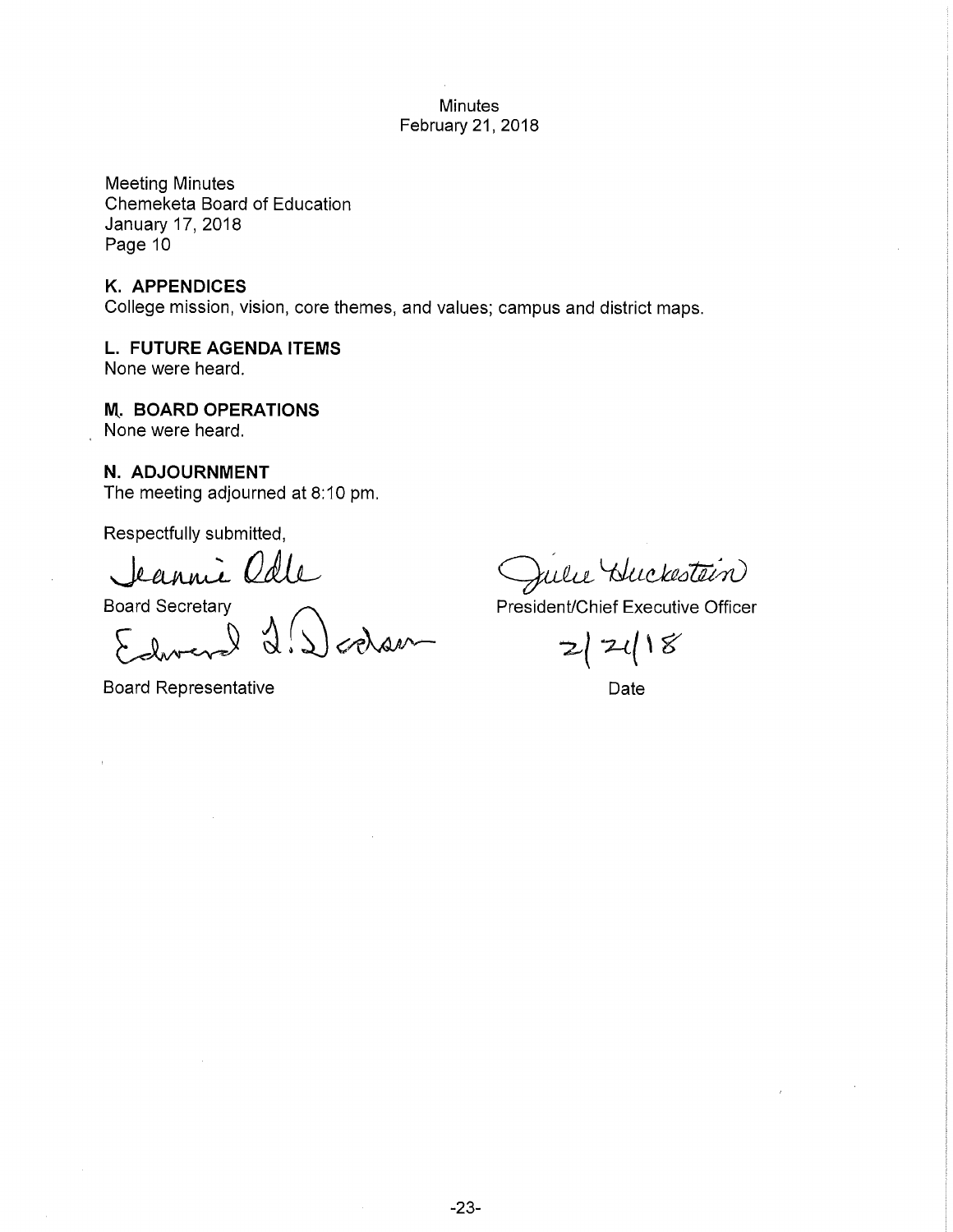Meeting Minutes
Chemeketa Board of Education
January 17, 2018
Page 10

**K. APPENDICES**

College mission, vision, core themes, and values; campus and district maps.

**L. FUTURE AGENDA ITEMS**

None were heard.

**M. BOARD OPERATIONS**

None were heard.

**N. ADJOURNMENT**

The meeting adjourned at 8:10 pm.

Respectfully submitted,

Jeannie Odle
Board Secretary

Edward J. Dodson
Board Representative

Julie Huckestein
President/Chief Executive Officer

2/21/18
Date